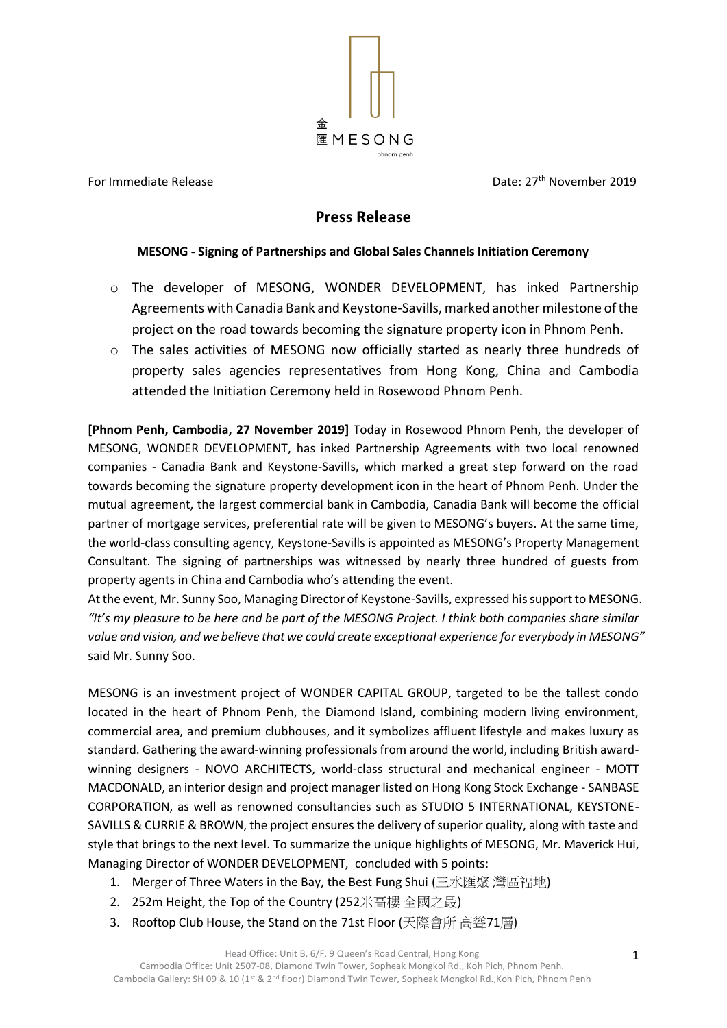金
匯 MESONG
phnom penh

For Immediate Release

Date: 27th November 2019

# Press Release

**MESONG - Signing of Partnerships and Global Sales Channels Initiation Ceremony**

- The developer of MESONG, WONDER DEVELOPMENT, has inked Partnership Agreements with Canadia Bank and Keystone-Savills, marked another milestone of the project on the road towards becoming the signature property icon in Phnom Penh.
- The sales activities of MESONG now officially started as nearly three hundreds of property sales agencies representatives from Hong Kong, China and Cambodia attended the Initiation Ceremony held in Rosewood Phnom Penh.

**[Phnom Penh, Cambodia, 27 November 2019]** Today in Rosewood Phnom Penh, the developer of MESONG, WONDER DEVELOPMENT, has inked Partnership Agreements with two local renowned companies - Canadia Bank and Keystone-Savills, which marked a great step forward on the road towards becoming the signature property development icon in the heart of Phnom Penh. Under the mutual agreement, the largest commercial bank in Cambodia, Canadia Bank will become the official partner of mortgage services, preferential rate will be given to MESONG's buyers. At the same time, the world-class consulting agency, Keystone-Savills is appointed as MESONG's Property Management Consultant. The signing of partnerships was witnessed by nearly three hundred of guests from property agents in China and Cambodia who's attending the event.

At the event, Mr. Sunny Soo, Managing Director of Keystone-Savills, expressed his support to MESONG. *"It's my pleasure to be here and be part of the MESONG Project. I think both companies share similar value and vision, and we believe that we could create exceptional experience for everybody in MESONG"* said Mr. Sunny Soo.

MESONG is an investment project of WONDER CAPITAL GROUP, targeted to be the tallest condo located in the heart of Phnom Penh, the Diamond Island, combining modern living environment, commercial area, and premium clubhouses, and it symbolizes affluent lifestyle and makes luxury as standard. Gathering the award-winning professionals from around the world, including British award-winning designers - NOVO ARCHITECTS, world-class structural and mechanical engineer - MOTT MACDONALD, an interior design and project manager listed on Hong Kong Stock Exchange - SANBASE CORPORATION, as well as renowned consultancies such as STUDIO 5 INTERNATIONAL, KEYSTONE-SAVILLS & CURRIE & BROWN, the project ensures the delivery of superior quality, along with taste and style that brings to the next level. To summarize the unique highlights of MESONG, Mr. Maverick Hui, Managing Director of WONDER DEVELOPMENT, concluded with 5 points:

1. Merger of Three Waters in the Bay, the Best Fung Shui (三水匯聚 灣區福地)
2. 252m Height, the Top of the Country (252米高樓 全國之最)
3. Rooftop Club House, the Stand on the 71st Floor (天際會所 高聳71層)

Head Office: Unit B, 6/F, 9 Queen's Road Central, Hong Kong
Cambodia Office: Unit 2507-08, Diamond Twin Tower, Sopheak Mongkol Rd., Koh Pich, Phnom Penh.
Cambodia Gallery: SH 09 & 10 (1st & 2nd floor) Diamond Twin Tower, Sopheak Mongkol Rd.,Koh Pich, Phnom Penh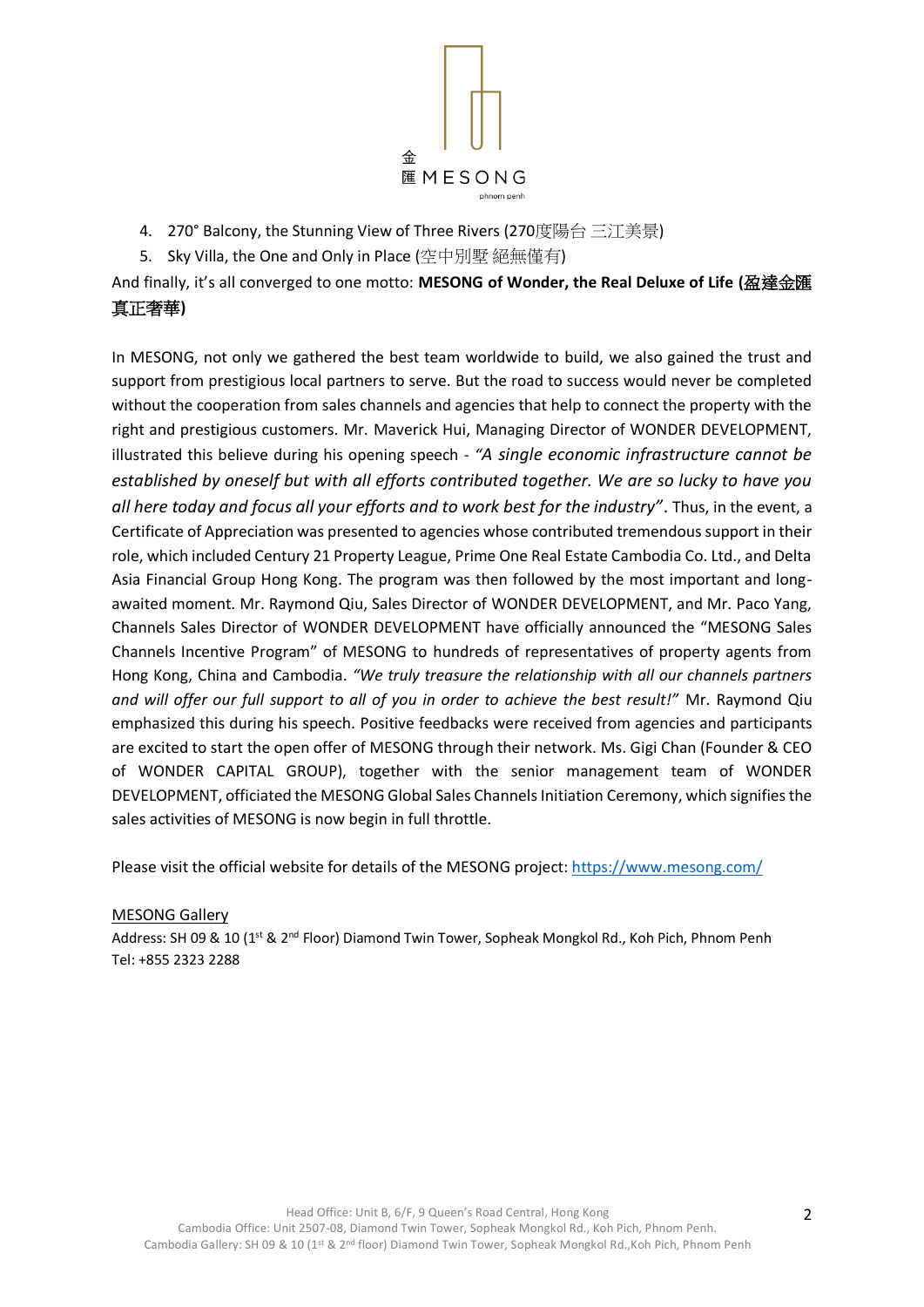4. 270° Balcony, the Stunning View of Three Rivers (270度陽台 三江美景)
5. Sky Villa, the One and Only in Place (空中別墅 絕無僅有)

And finally, it's all converged to one motto: **MESONG of Wonder, the Real Deluxe of Life (盈達金匯真正奢華)**

In MESONG, not only we gathered the best team worldwide to build, we also gained the trust and support from prestigious local partners to serve. But the road to success would never be completed without the cooperation from sales channels and agencies that help to connect the property with the right and prestigious customers. Mr. Maverick Hui, Managing Director of WONDER DEVELOPMENT, illustrated this believe during his opening speech - *"A single economic infrastructure cannot be established by oneself but with all efforts contributed together. We are so lucky to have you all here today and focus all your efforts and to work best for the industry"*. Thus, in the event, a Certificate of Appreciation was presented to agencies whose contributed tremendous support in their role, which included Century 21 Property League, Prime One Real Estate Cambodia Co. Ltd., and Delta Asia Financial Group Hong Kong. The program was then followed by the most important and long-awaited moment. Mr. Raymond Qiu, Sales Director of WONDER DEVELOPMENT, and Mr. Paco Yang, Channels Sales Director of WONDER DEVELOPMENT have officially announced the "MESONG Sales Channels Incentive Program" of MESONG to hundreds of representatives of property agents from Hong Kong, China and Cambodia. *"We truly treasure the relationship with all our channels partners and will offer our full support to all of you in order to achieve the best result!"* Mr. Raymond Qiu emphasized this during his speech. Positive feedbacks were received from agencies and participants are excited to start the open offer of MESONG through their network. Ms. Gigi Chan (Founder & CEO of WONDER CAPITAL GROUP), together with the senior management team of WONDER DEVELOPMENT, officiated the MESONG Global Sales Channels Initiation Ceremony, which signifies the sales activities of MESONG is now begin in full throttle.

Please visit the official website for details of the MESONG project: https://www.mesong.com/

MESONG Gallery

Address: SH 09 & 10 (1st & 2nd Floor) Diamond Twin Tower, Sopheak Mongkol Rd., Koh Pich, Phnom Penh
Tel: +855 2323 2288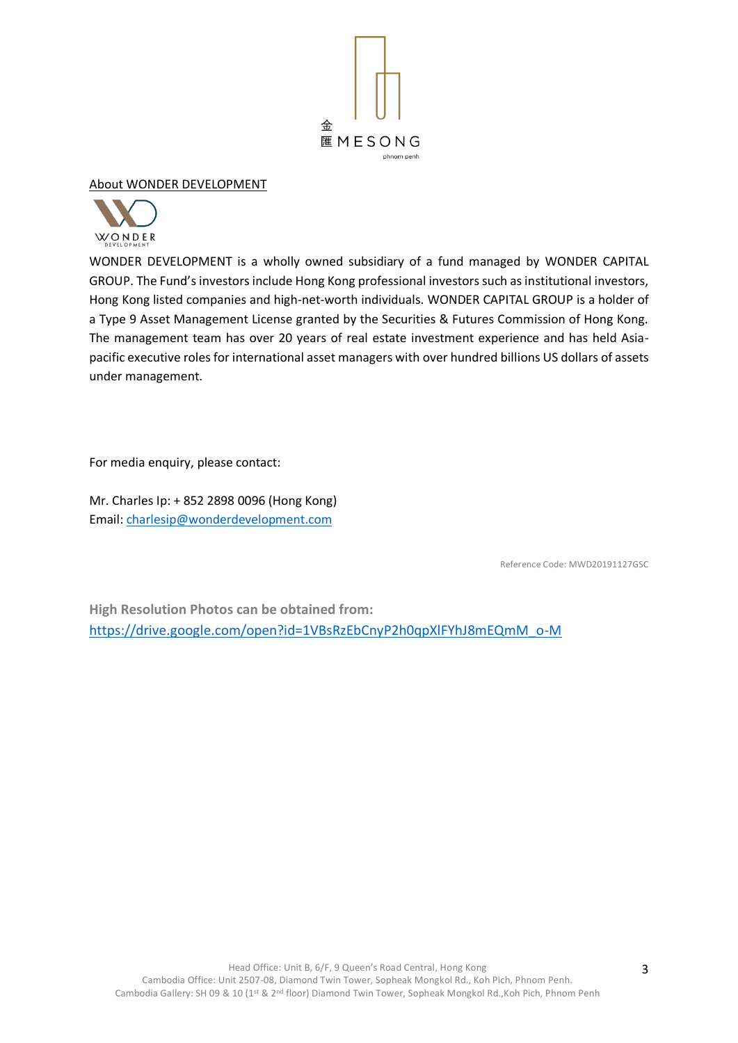金匯 MESONG
phnom penh

About WONDER DEVELOPMENT

WONDER DEVELOPMENT

WONDER DEVELOPMENT is a wholly owned subsidiary of a fund managed by WONDER CAPITAL GROUP. The Fund's investors include Hong Kong professional investors such as institutional investors, Hong Kong listed companies and high-net-worth individuals. WONDER CAPITAL GROUP is a holder of a Type 9 Asset Management License granted by the Securities & Futures Commission of Hong Kong. The management team has over 20 years of real estate investment experience and has held Asia-pacific executive roles for international asset managers with over hundred billions US dollars of assets under management.

For media enquiry, please contact:

Mr. Charles Ip: + 852 2898 0096 (Hong Kong)
Email: charlesip@wonderdevelopment.com

Reference Code: MWD20191127GSC

**High Resolution Photos can be obtained from:**
https://drive.google.com/open?id=1VBsRzEbCnyP2h0qpXlFYhJ8mEQmM_o-M

Head Office: Unit B, 6/F, 9 Queen's Road Central, Hong Kong
Cambodia Office: Unit 2507-08, Diamond Twin Tower, Sopheak Mongkol Rd., Koh Pich, Phnom Penh.
Cambodia Gallery: SH 09 & 10 (1st & 2nd floor) Diamond Twin Tower, Sopheak Mongkol Rd.,Koh Pich, Phnom Penh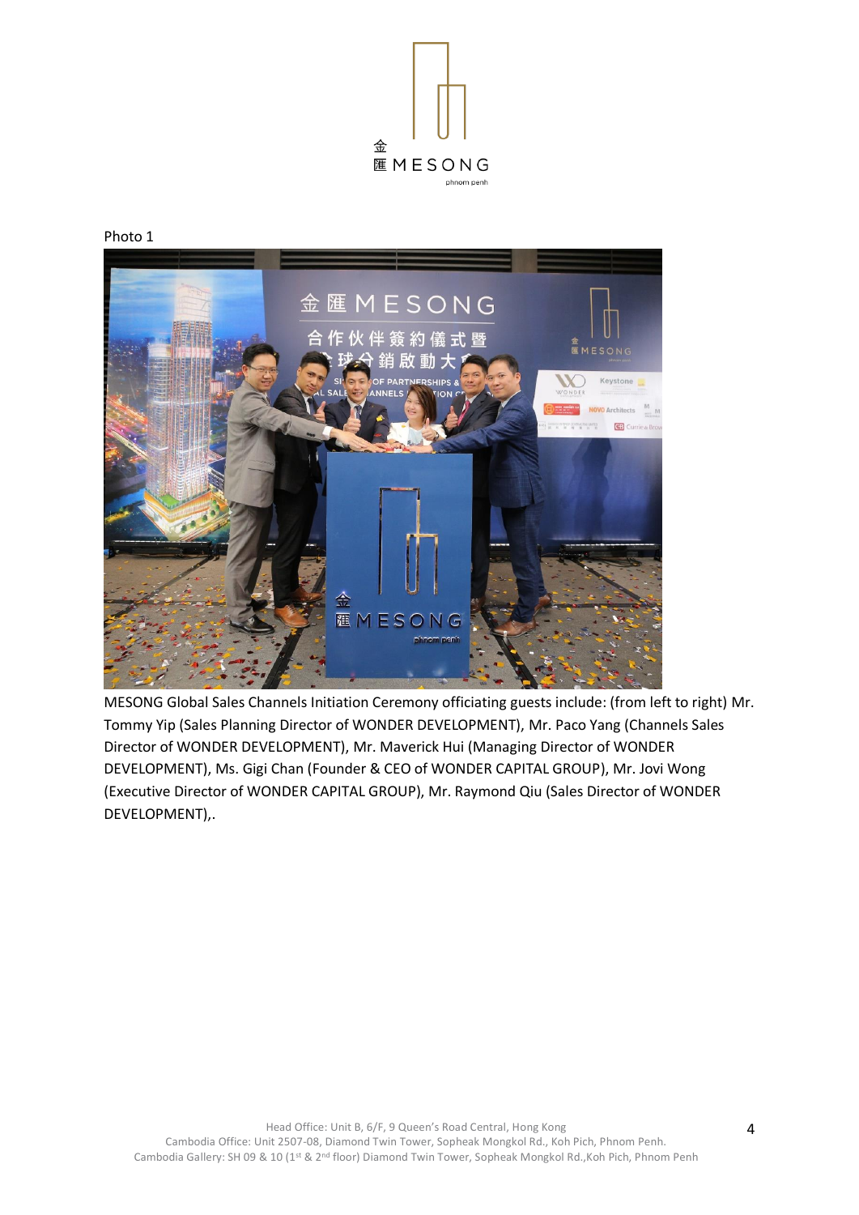Photo 1

MESONG Global Sales Channels Initiation Ceremony officiating guests include: (from left to right) Mr. Tommy Yip (Sales Planning Director of WONDER DEVELOPMENT), Mr. Paco Yang (Channels Sales Director of WONDER DEVELOPMENT), Mr. Maverick Hui (Managing Director of WONDER DEVELOPMENT), Ms. Gigi Chan (Founder & CEO of WONDER CAPITAL GROUP), Mr. Jovi Wong (Executive Director of WONDER CAPITAL GROUP), Mr. Raymond Qiu (Sales Director of WONDER DEVELOPMENT),.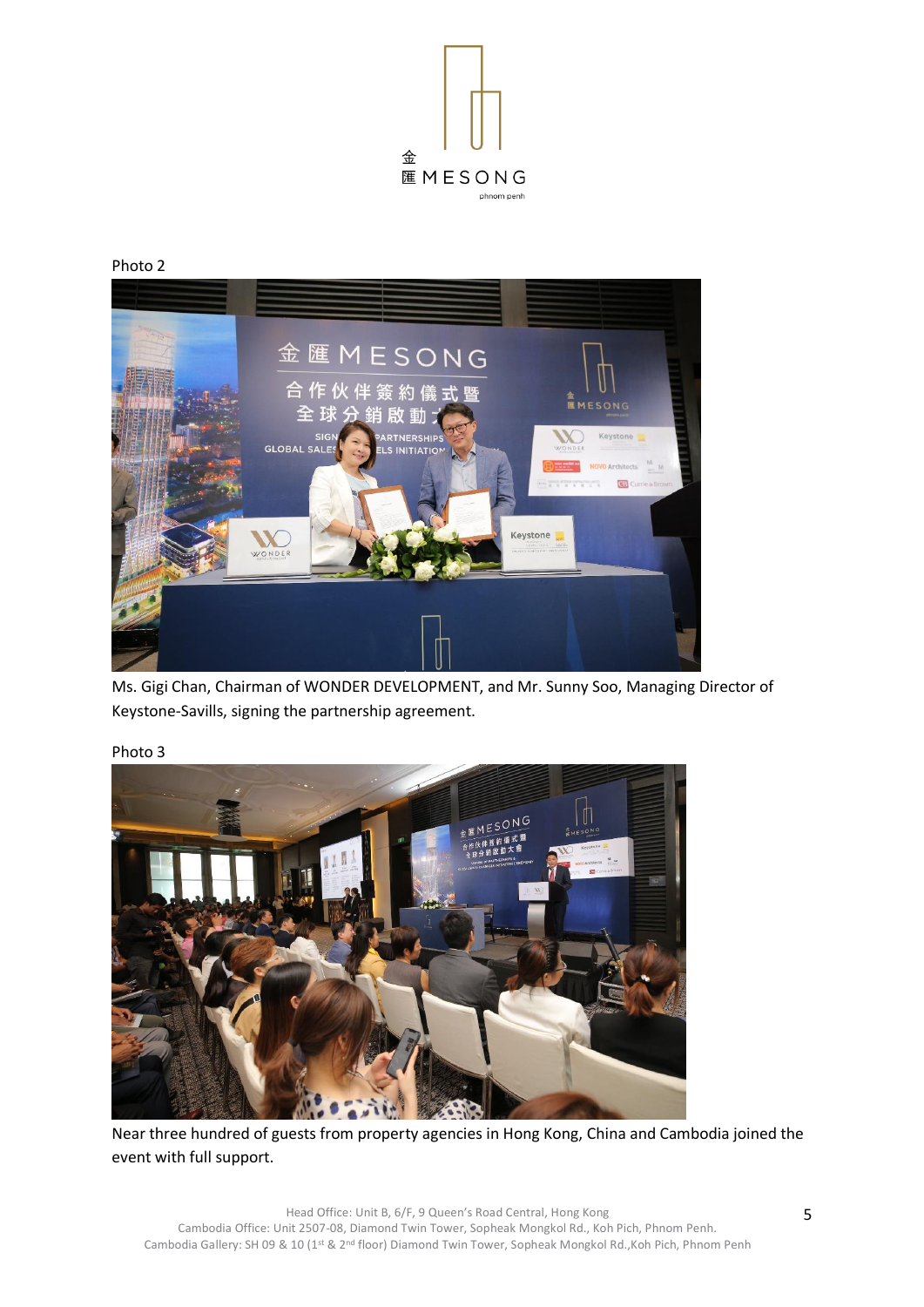Photo 2

Ms. Gigi Chan, Chairman of WONDER DEVELOPMENT, and Mr. Sunny Soo, Managing Director of Keystone-Savills, signing the partnership agreement.

Photo 3

Near three hundred of guests from property agencies in Hong Kong, China and Cambodia joined the event with full support.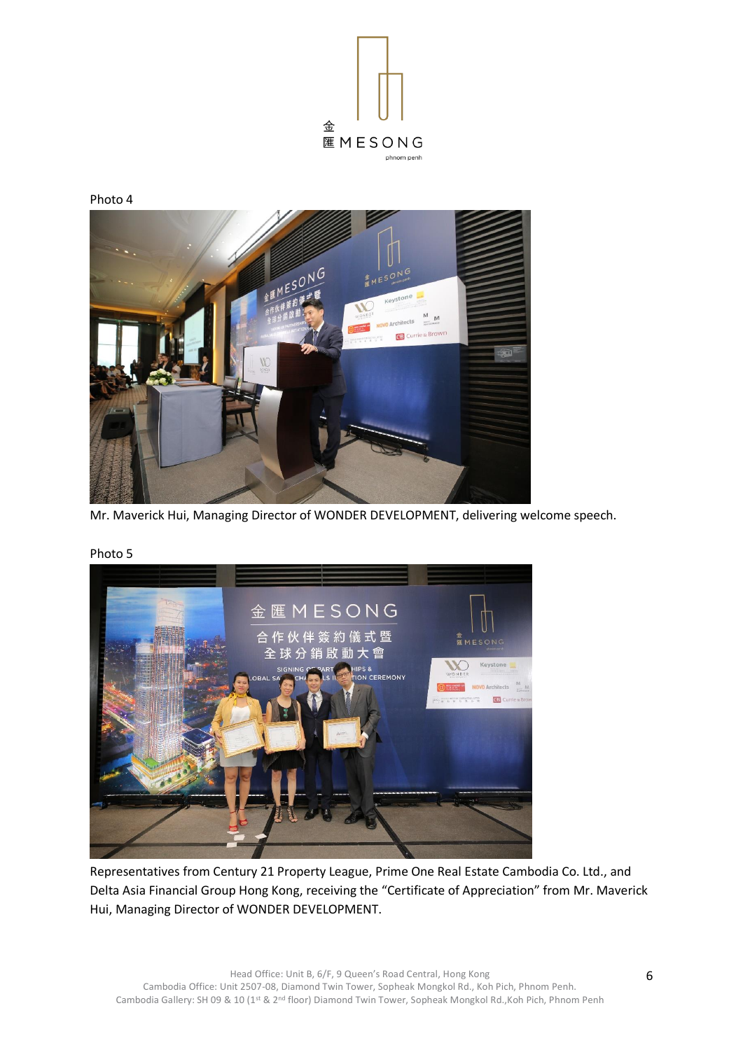Photo 4

Mr. Maverick Hui, Managing Director of WONDER DEVELOPMENT, delivering welcome speech.

Photo 5

Representatives from Century 21 Property League, Prime One Real Estate Cambodia Co. Ltd., and Delta Asia Financial Group Hong Kong, receiving the "Certificate of Appreciation" from Mr. Maverick Hui, Managing Director of WONDER DEVELOPMENT.